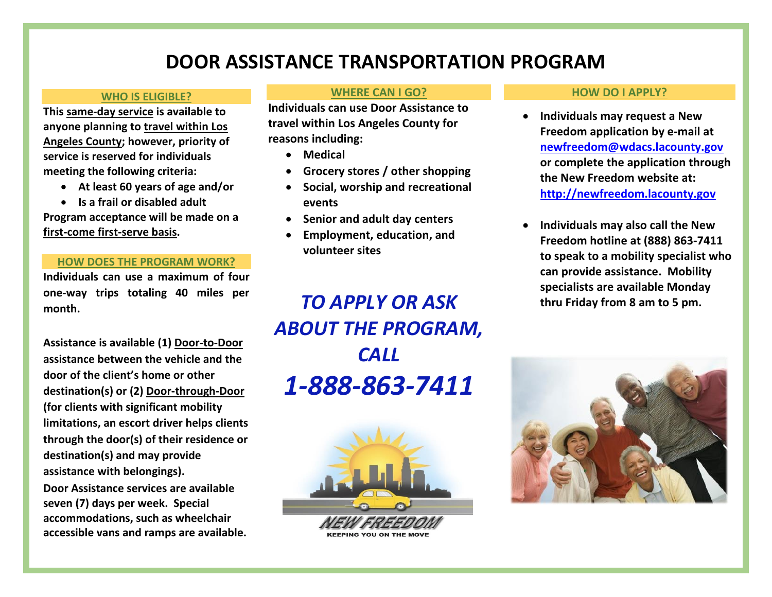# DOOR ASSISTANCE TRANSPORTATION PROGRAM

## WHO IS ELIGIBLE?

**This same-day service is available to anyone planning to travel within Los Angeles County; however, priority of service is reserved for individuals meeting the following criteria:**

- **At least 60 years of age and/or**
- **Is a frail or disabled adult**

**Program acceptance will be made on a first-come first-serve basis.**

## HOW DOES THE PROGRAM WORK?

**Individuals can use a maximum of four one-way trips totaling 40 miles per month.**

**Assistance is available (1) Door-to-Door assistance between the vehicle and the door of the client's home or other destination(s) or (2) Door-through-Door (for clients with significant mobility limitations, an escort driver helps clients through the door(s) of their residence or destination(s) and may provide assistance with belongings).**

**Door Assistance services are available seven (7) days per week. Special accommodations, such as wheelchair accessible vans and ramps are available.**

## WHERE CAN I GO?

**Individuals can use Door Assistance to travel within Los Angeles County for reasons including:**

- **Medical**
- **Grocery stores / other shopping**
- **Social, worship and recreational events**
- **Senior and adult day centers**
- **Employment, education, and volunteer sites**

***TO APPLY OR ASK ABOUT THE PROGRAM, CALL***

***1-888-863-7411***

NEW FREEDOM

KEEPING YOU ON THE MOVE

## HOW DO I APPLY?

- **Individuals may request a New Freedom application by e-mail at newfreedom@wdacs.lacounty.gov or complete the application through the New Freedom website at: http://newfreedom.lacounty.gov**
- **Individuals may also call the New Freedom hotline at (888) 863-7411 to speak to a mobility specialist who can provide assistance. Mobility specialists are available Monday thru Friday from 8 am to 5 pm.**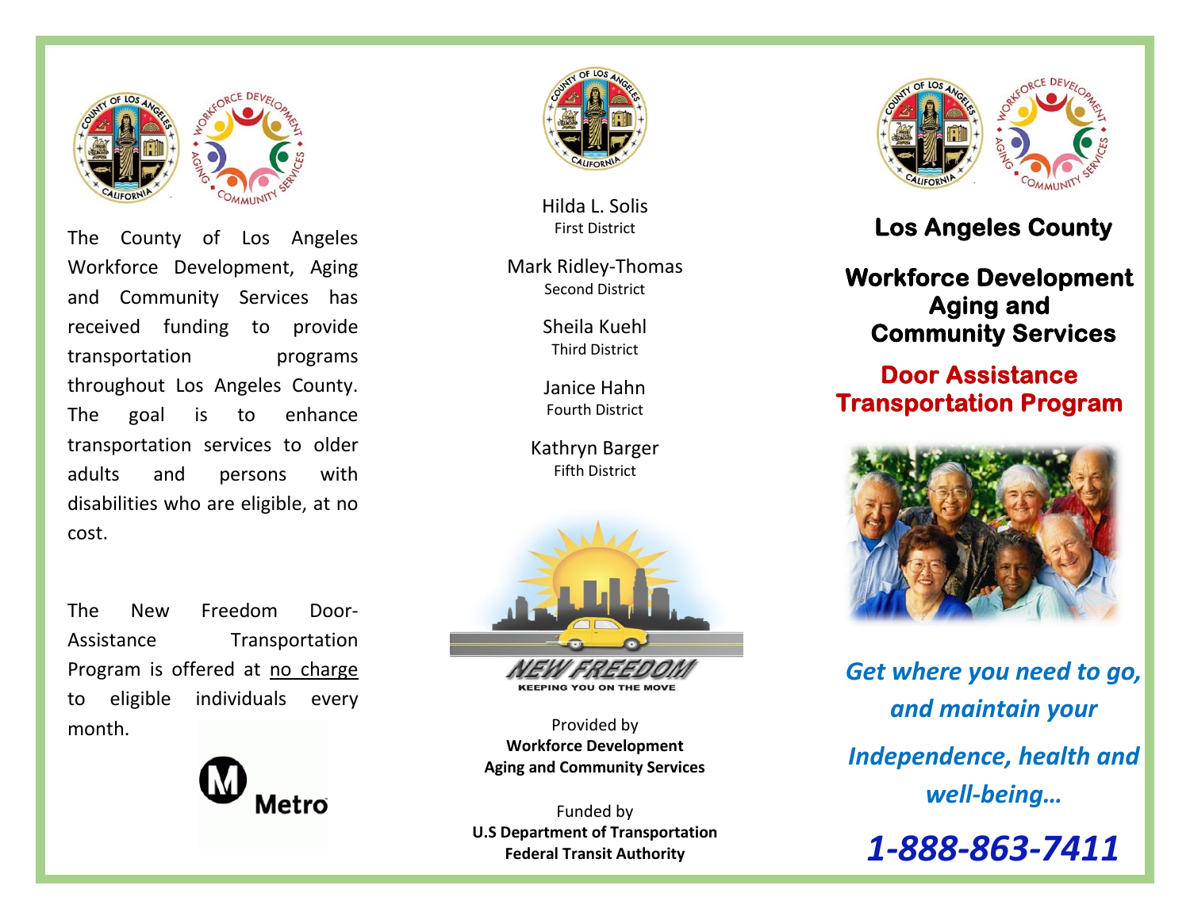The County of Los Angeles Workforce Development, Aging and Community Services has received funding to provide transportation programs throughout Los Angeles County. The goal is to enhance transportation services to older adults and persons with disabilities who are eligible, at no cost.

The New Freedom Door-Assistance Transportation Program is offered at no charge to eligible individuals every month.

Metro

Hilda L. Solis
First District

Mark Ridley-Thomas
Second District

Sheila Kuehl
Third District

Janice Hahn
Fourth District

Kathryn Barger
Fifth District

NEW FREEDOM
KEEPING YOU ON THE MOVE

Provided by
**Workforce Development**
**Aging and Community Services**

Funded by
**U.S Department of Transportation**
**Federal Transit Authority**

# Los Angeles County

## Workforce Development Aging and Community Services

## Door Assistance Transportation Program

***Get where you need to go, and maintain your***

***Independence, health and well-being…***

***1-888-863-7411***